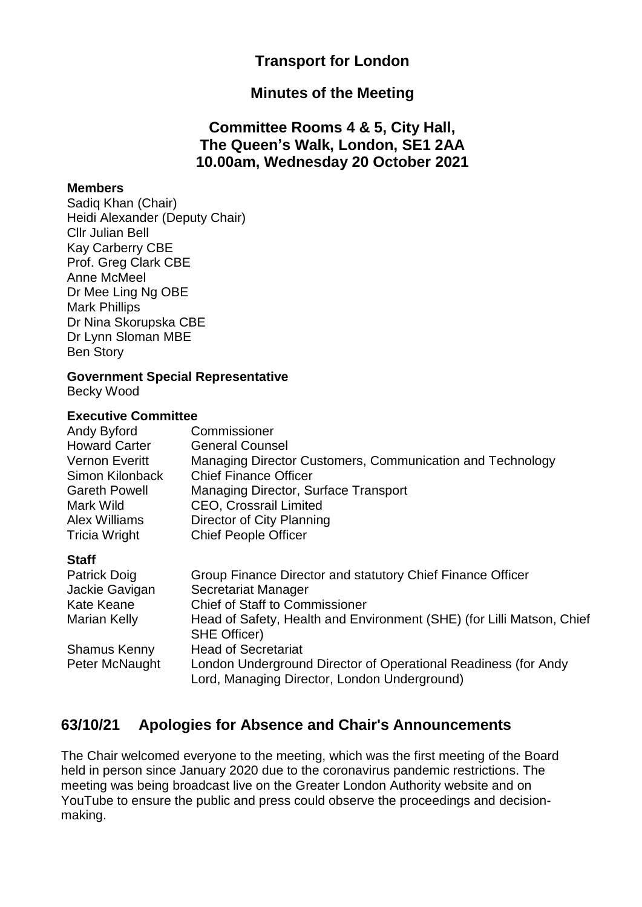# Transport for London

## Minutes of the Meeting

## Committee Rooms 4 & 5, City Hall, The Queen's Walk, London, SE1 2AA 10.00am, Wednesday 20 October 2021

**Members**

Sadiq Khan (Chair)
Heidi Alexander (Deputy Chair)
Cllr Julian Bell
Kay Carberry CBE
Prof. Greg Clark CBE
Anne McMeel
Dr Mee Ling Ng OBE
Mark Phillips
Dr Nina Skorupska CBE
Dr Lynn Sloman MBE
Ben Story

**Government Special Representative**

Becky Wood

**Executive Committee**

| | |
|---|---|
| Andy Byford | Commissioner |
| Howard Carter | General Counsel |
| Vernon Everitt | Managing Director Customers, Communication and Technology |
| Simon Kilonback | Chief Finance Officer |
| Gareth Powell | Managing Director, Surface Transport |
| Mark Wild | CEO, Crossrail Limited |
| Alex Williams | Director of City Planning |
| Tricia Wright | Chief People Officer |

**Staff**

| | |
|---|---|
| Patrick Doig | Group Finance Director and statutory Chief Finance Officer |
| Jackie Gavigan | Secretariat Manager |
| Kate Keane | Chief of Staff to Commissioner |
| Marian Kelly | Head of Safety, Health and Environment (SHE) (for Lilli Matson, Chief SHE Officer) |
| Shamus Kenny | Head of Secretariat |
| Peter McNaught | London Underground Director of Operational Readiness (for Andy Lord, Managing Director, London Underground) |

## 63/10/21 Apologies for Absence and Chair's Announcements

The Chair welcomed everyone to the meeting, which was the first meeting of the Board held in person since January 2020 due to the coronavirus pandemic restrictions. The meeting was being broadcast live on the Greater London Authority website and on YouTube to ensure the public and press could observe the proceedings and decision-making.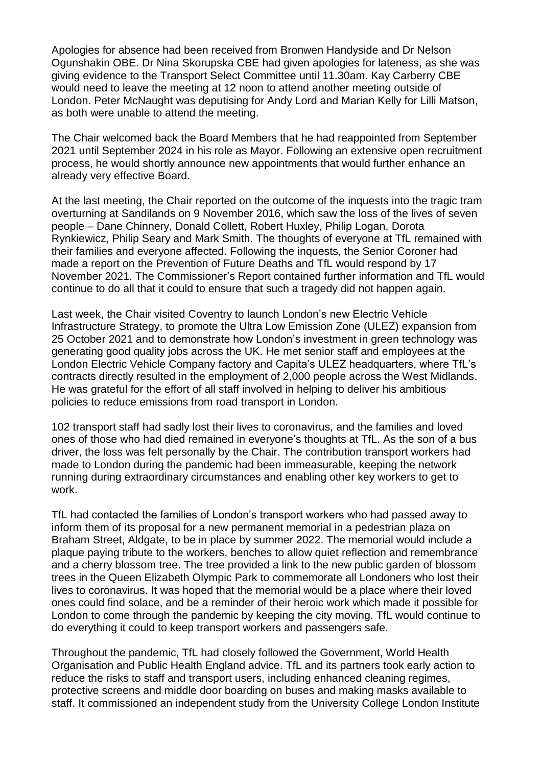Apologies for absence had been received from Bronwen Handyside and Dr Nelson Ogunshakin OBE. Dr Nina Skorupska CBE had given apologies for lateness, as she was giving evidence to the Transport Select Committee until 11.30am. Kay Carberry CBE would need to leave the meeting at 12 noon to attend another meeting outside of London. Peter McNaught was deputising for Andy Lord and Marian Kelly for Lilli Matson, as both were unable to attend the meeting.

The Chair welcomed back the Board Members that he had reappointed from September 2021 until September 2024 in his role as Mayor. Following an extensive open recruitment process, he would shortly announce new appointments that would further enhance an already very effective Board.

At the last meeting, the Chair reported on the outcome of the inquests into the tragic tram overturning at Sandilands on 9 November 2016, which saw the loss of the lives of seven people – Dane Chinnery, Donald Collett, Robert Huxley, Philip Logan, Dorota Rynkiewicz, Philip Seary and Mark Smith. The thoughts of everyone at TfL remained with their families and everyone affected. Following the inquests, the Senior Coroner had made a report on the Prevention of Future Deaths and TfL would respond by 17 November 2021. The Commissioner's Report contained further information and TfL would continue to do all that it could to ensure that such a tragedy did not happen again.

Last week, the Chair visited Coventry to launch London's new Electric Vehicle Infrastructure Strategy, to promote the Ultra Low Emission Zone (ULEZ) expansion from 25 October 2021 and to demonstrate how London's investment in green technology was generating good quality jobs across the UK. He met senior staff and employees at the London Electric Vehicle Company factory and Capita's ULEZ headquarters, where TfL's contracts directly resulted in the employment of 2,000 people across the West Midlands. He was grateful for the effort of all staff involved in helping to deliver his ambitious policies to reduce emissions from road transport in London.

102 transport staff had sadly lost their lives to coronavirus, and the families and loved ones of those who had died remained in everyone's thoughts at TfL. As the son of a bus driver, the loss was felt personally by the Chair. The contribution transport workers had made to London during the pandemic had been immeasurable, keeping the network running during extraordinary circumstances and enabling other key workers to get to work.

TfL had contacted the families of London's transport workers who had passed away to inform them of its proposal for a new permanent memorial in a pedestrian plaza on Braham Street, Aldgate, to be in place by summer 2022. The memorial would include a plaque paying tribute to the workers, benches to allow quiet reflection and remembrance and a cherry blossom tree. The tree provided a link to the new public garden of blossom trees in the Queen Elizabeth Olympic Park to commemorate all Londoners who lost their lives to coronavirus. It was hoped that the memorial would be a place where their loved ones could find solace, and be a reminder of their heroic work which made it possible for London to come through the pandemic by keeping the city moving. TfL would continue to do everything it could to keep transport workers and passengers safe.

Throughout the pandemic, TfL had closely followed the Government, World Health Organisation and Public Health England advice. TfL and its partners took early action to reduce the risks to staff and transport users, including enhanced cleaning regimes, protective screens and middle door boarding on buses and making masks available to staff. It commissioned an independent study from the University College London Institute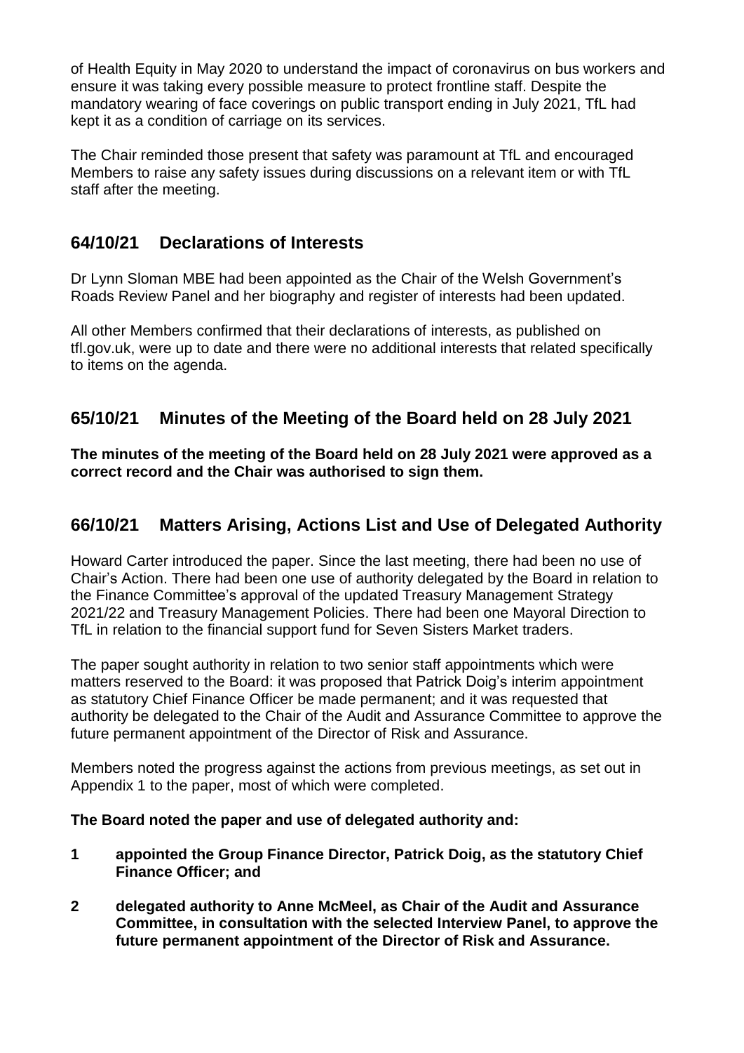of Health Equity in May 2020 to understand the impact of coronavirus on bus workers and ensure it was taking every possible measure to protect frontline staff. Despite the mandatory wearing of face coverings on public transport ending in July 2021, TfL had kept it as a condition of carriage on its services.

The Chair reminded those present that safety was paramount at TfL and encouraged Members to raise any safety issues during discussions on a relevant item or with TfL staff after the meeting.

## 64/10/21 Declarations of Interests

Dr Lynn Sloman MBE had been appointed as the Chair of the Welsh Government's Roads Review Panel and her biography and register of interests had been updated.

All other Members confirmed that their declarations of interests, as published on tfl.gov.uk, were up to date and there were no additional interests that related specifically to items on the agenda.

## 65/10/21 Minutes of the Meeting of the Board held on 28 July 2021

**The minutes of the meeting of the Board held on 28 July 2021 were approved as a correct record and the Chair was authorised to sign them.**

## 66/10/21 Matters Arising, Actions List and Use of Delegated Authority

Howard Carter introduced the paper. Since the last meeting, there had been no use of Chair's Action. There had been one use of authority delegated by the Board in relation to the Finance Committee's approval of the updated Treasury Management Strategy 2021/22 and Treasury Management Policies. There had been one Mayoral Direction to TfL in relation to the financial support fund for Seven Sisters Market traders.

The paper sought authority in relation to two senior staff appointments which were matters reserved to the Board: it was proposed that Patrick Doig's interim appointment as statutory Chief Finance Officer be made permanent; and it was requested that authority be delegated to the Chair of the Audit and Assurance Committee to approve the future permanent appointment of the Director of Risk and Assurance.

Members noted the progress against the actions from previous meetings, as set out in Appendix 1 to the paper, most of which were completed.

**The Board noted the paper and use of delegated authority and:**

1. **appointed the Group Finance Director, Patrick Doig, as the statutory Chief Finance Officer; and**
2. **delegated authority to Anne McMeel, as Chair of the Audit and Assurance Committee, in consultation with the selected Interview Panel, to approve the future permanent appointment of the Director of Risk and Assurance.**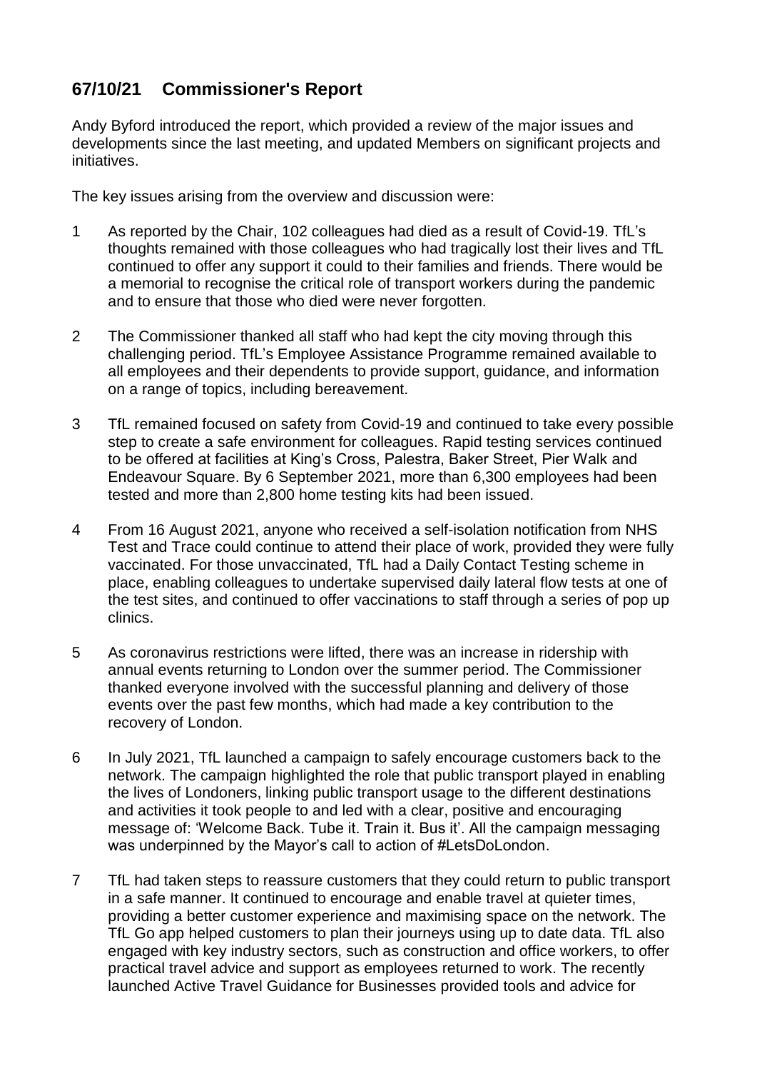## 67/10/21 Commissioner's Report

Andy Byford introduced the report, which provided a review of the major issues and developments since the last meeting, and updated Members on significant projects and initiatives.

The key issues arising from the overview and discussion were:

1. As reported by the Chair, 102 colleagues had died as a result of Covid-19. TfL's thoughts remained with those colleagues who had tragically lost their lives and TfL continued to offer any support it could to their families and friends. There would be a memorial to recognise the critical role of transport workers during the pandemic and to ensure that those who died were never forgotten.

2. The Commissioner thanked all staff who had kept the city moving through this challenging period. TfL's Employee Assistance Programme remained available to all employees and their dependents to provide support, guidance, and information on a range of topics, including bereavement.

3. TfL remained focused on safety from Covid-19 and continued to take every possible step to create a safe environment for colleagues. Rapid testing services continued to be offered at facilities at King's Cross, Palestra, Baker Street, Pier Walk and Endeavour Square. By 6 September 2021, more than 6,300 employees had been tested and more than 2,800 home testing kits had been issued.

4. From 16 August 2021, anyone who received a self-isolation notification from NHS Test and Trace could continue to attend their place of work, provided they were fully vaccinated. For those unvaccinated, TfL had a Daily Contact Testing scheme in place, enabling colleagues to undertake supervised daily lateral flow tests at one of the test sites, and continued to offer vaccinations to staff through a series of pop up clinics.

5. As coronavirus restrictions were lifted, there was an increase in ridership with annual events returning to London over the summer period. The Commissioner thanked everyone involved with the successful planning and delivery of those events over the past few months, which had made a key contribution to the recovery of London.

6. In July 2021, TfL launched a campaign to safely encourage customers back to the network. The campaign highlighted the role that public transport played in enabling the lives of Londoners, linking public transport usage to the different destinations and activities it took people to and led with a clear, positive and encouraging message of: 'Welcome Back. Tube it. Train it. Bus it'. All the campaign messaging was underpinned by the Mayor's call to action of #LetsDoLondon.

7. TfL had taken steps to reassure customers that they could return to public transport in a safe manner. It continued to encourage and enable travel at quieter times, providing a better customer experience and maximising space on the network. The TfL Go app helped customers to plan their journeys using up to date data. TfL also engaged with key industry sectors, such as construction and office workers, to offer practical travel advice and support as employees returned to work. The recently launched Active Travel Guidance for Businesses provided tools and advice for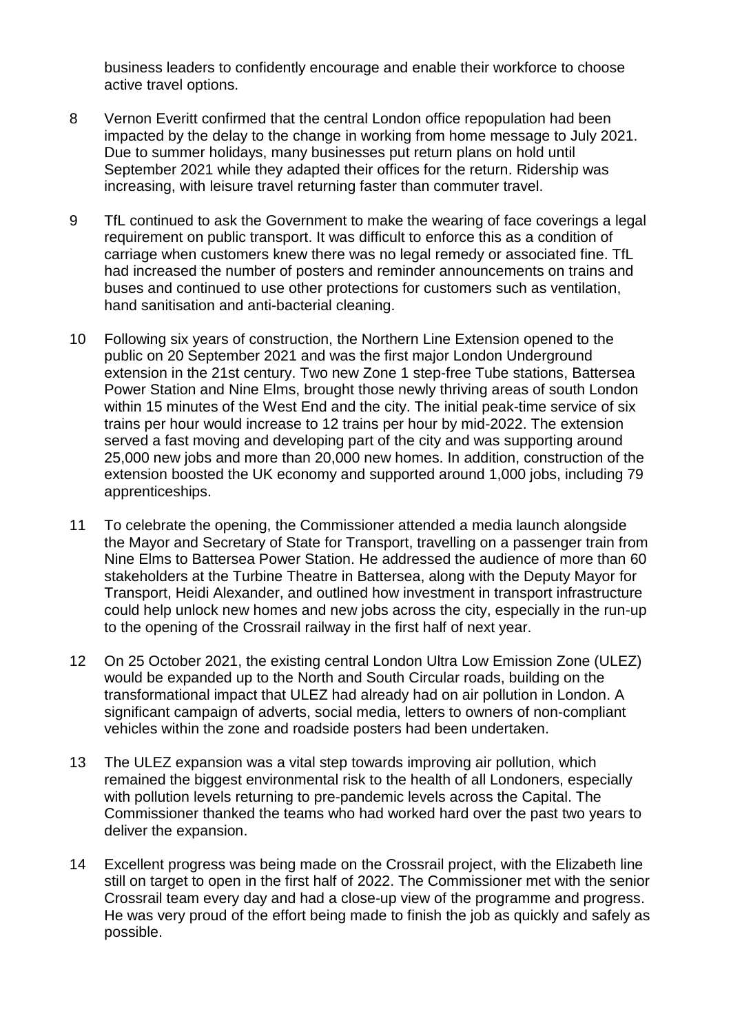business leaders to confidently encourage and enable their workforce to choose active travel options.

8 Vernon Everitt confirmed that the central London office repopulation had been impacted by the delay to the change in working from home message to July 2021. Due to summer holidays, many businesses put return plans on hold until September 2021 while they adapted their offices for the return. Ridership was increasing, with leisure travel returning faster than commuter travel.

9 TfL continued to ask the Government to make the wearing of face coverings a legal requirement on public transport. It was difficult to enforce this as a condition of carriage when customers knew there was no legal remedy or associated fine. TfL had increased the number of posters and reminder announcements on trains and buses and continued to use other protections for customers such as ventilation, hand sanitisation and anti-bacterial cleaning.

10 Following six years of construction, the Northern Line Extension opened to the public on 20 September 2021 and was the first major London Underground extension in the 21st century. Two new Zone 1 step-free Tube stations, Battersea Power Station and Nine Elms, brought those newly thriving areas of south London within 15 minutes of the West End and the city. The initial peak-time service of six trains per hour would increase to 12 trains per hour by mid-2022. The extension served a fast moving and developing part of the city and was supporting around 25,000 new jobs and more than 20,000 new homes. In addition, construction of the extension boosted the UK economy and supported around 1,000 jobs, including 79 apprenticeships.

11 To celebrate the opening, the Commissioner attended a media launch alongside the Mayor and Secretary of State for Transport, travelling on a passenger train from Nine Elms to Battersea Power Station. He addressed the audience of more than 60 stakeholders at the Turbine Theatre in Battersea, along with the Deputy Mayor for Transport, Heidi Alexander, and outlined how investment in transport infrastructure could help unlock new homes and new jobs across the city, especially in the run-up to the opening of the Crossrail railway in the first half of next year.

12 On 25 October 2021, the existing central London Ultra Low Emission Zone (ULEZ) would be expanded up to the North and South Circular roads, building on the transformational impact that ULEZ had already had on air pollution in London. A significant campaign of adverts, social media, letters to owners of non-compliant vehicles within the zone and roadside posters had been undertaken.

13 The ULEZ expansion was a vital step towards improving air pollution, which remained the biggest environmental risk to the health of all Londoners, especially with pollution levels returning to pre-pandemic levels across the Capital. The Commissioner thanked the teams who had worked hard over the past two years to deliver the expansion.

14 Excellent progress was being made on the Crossrail project, with the Elizabeth line still on target to open in the first half of 2022. The Commissioner met with the senior Crossrail team every day and had a close-up view of the programme and progress. He was very proud of the effort being made to finish the job as quickly and safely as possible.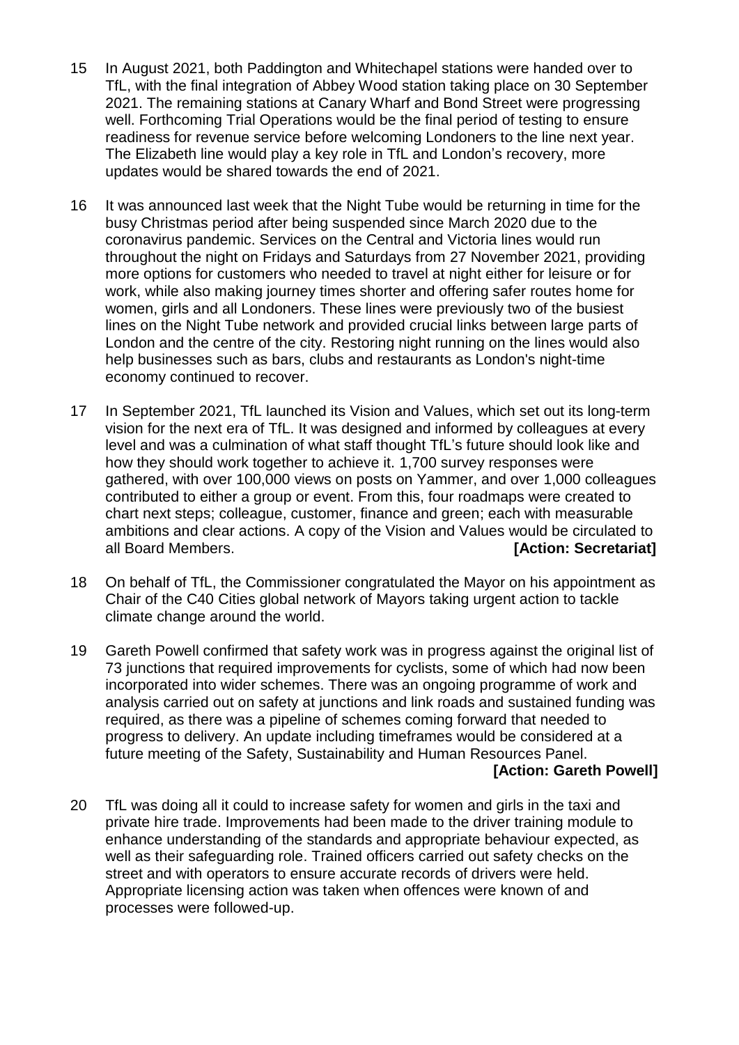15 In August 2021, both Paddington and Whitechapel stations were handed over to TfL, with the final integration of Abbey Wood station taking place on 30 September 2021. The remaining stations at Canary Wharf and Bond Street were progressing well. Forthcoming Trial Operations would be the final period of testing to ensure readiness for revenue service before welcoming Londoners to the line next year. The Elizabeth line would play a key role in TfL and London's recovery, more updates would be shared towards the end of 2021.

16 It was announced last week that the Night Tube would be returning in time for the busy Christmas period after being suspended since March 2020 due to the coronavirus pandemic. Services on the Central and Victoria lines would run throughout the night on Fridays and Saturdays from 27 November 2021, providing more options for customers who needed to travel at night either for leisure or for work, while also making journey times shorter and offering safer routes home for women, girls and all Londoners. These lines were previously two of the busiest lines on the Night Tube network and provided crucial links between large parts of London and the centre of the city. Restoring night running on the lines would also help businesses such as bars, clubs and restaurants as London's night-time economy continued to recover.

17 In September 2021, TfL launched its Vision and Values, which set out its long-term vision for the next era of TfL. It was designed and informed by colleagues at every level and was a culmination of what staff thought TfL's future should look like and how they should work together to achieve it. 1,700 survey responses were gathered, with over 100,000 views on posts on Yammer, and over 1,000 colleagues contributed to either a group or event. From this, four roadmaps were created to chart next steps; colleague, customer, finance and green; each with measurable ambitions and clear actions. A copy of the Vision and Values would be circulated to all Board Members. **[Action: Secretariat]**

18 On behalf of TfL, the Commissioner congratulated the Mayor on his appointment as Chair of the C40 Cities global network of Mayors taking urgent action to tackle climate change around the world.

19 Gareth Powell confirmed that safety work was in progress against the original list of 73 junctions that required improvements for cyclists, some of which had now been incorporated into wider schemes. There was an ongoing programme of work and analysis carried out on safety at junctions and link roads and sustained funding was required, as there was a pipeline of schemes coming forward that needed to progress to delivery. An update including timeframes would be considered at a future meeting of the Safety, Sustainability and Human Resources Panel.

**[Action: Gareth Powell]**

20 TfL was doing all it could to increase safety for women and girls in the taxi and private hire trade. Improvements had been made to the driver training module to enhance understanding of the standards and appropriate behaviour expected, as well as their safeguarding role. Trained officers carried out safety checks on the street and with operators to ensure accurate records of drivers were held. Appropriate licensing action was taken when offences were known of and processes were followed-up.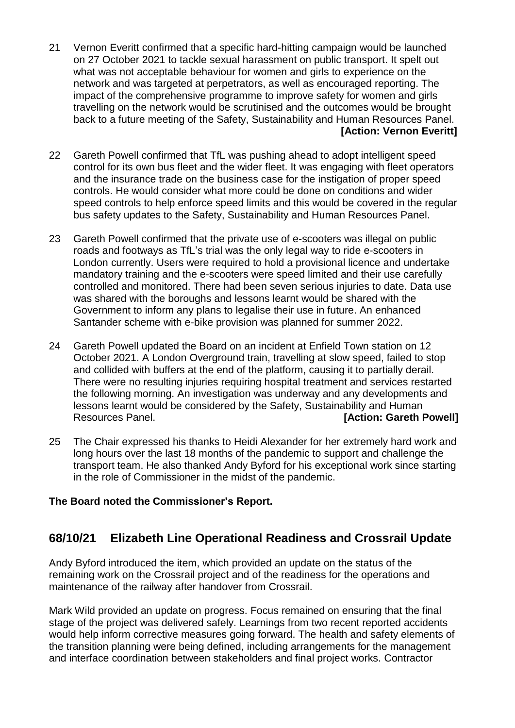21 Vernon Everitt confirmed that a specific hard-hitting campaign would be launched on 27 October 2021 to tackle sexual harassment on public transport. It spelt out what was not acceptable behaviour for women and girls to experience on the network and was targeted at perpetrators, as well as encouraged reporting. The impact of the comprehensive programme to improve safety for women and girls travelling on the network would be scrutinised and the outcomes would be brought back to a future meeting of the Safety, Sustainability and Human Resources Panel. **[Action: Vernon Everitt]**

22 Gareth Powell confirmed that TfL was pushing ahead to adopt intelligent speed control for its own bus fleet and the wider fleet. It was engaging with fleet operators and the insurance trade on the business case for the instigation of proper speed controls. He would consider what more could be done on conditions and wider speed controls to help enforce speed limits and this would be covered in the regular bus safety updates to the Safety, Sustainability and Human Resources Panel.

23 Gareth Powell confirmed that the private use of e-scooters was illegal on public roads and footways as TfL's trial was the only legal way to ride e-scooters in London currently. Users were required to hold a provisional licence and undertake mandatory training and the e-scooters were speed limited and their use carefully controlled and monitored. There had been seven serious injuries to date. Data use was shared with the boroughs and lessons learnt would be shared with the Government to inform any plans to legalise their use in future. An enhanced Santander scheme with e-bike provision was planned for summer 2022.

24 Gareth Powell updated the Board on an incident at Enfield Town station on 12 October 2021. A London Overground train, travelling at slow speed, failed to stop and collided with buffers at the end of the platform, causing it to partially derail. There were no resulting injuries requiring hospital treatment and services restarted the following morning. An investigation was underway and any developments and lessons learnt would be considered by the Safety, Sustainability and Human Resources Panel. **[Action: Gareth Powell]**

25 The Chair expressed his thanks to Heidi Alexander for her extremely hard work and long hours over the last 18 months of the pandemic to support and challenge the transport team. He also thanked Andy Byford for his exceptional work since starting in the role of Commissioner in the midst of the pandemic.

**The Board noted the Commissioner's Report.**

## 68/10/21 Elizabeth Line Operational Readiness and Crossrail Update

Andy Byford introduced the item, which provided an update on the status of the remaining work on the Crossrail project and of the readiness for the operations and maintenance of the railway after handover from Crossrail.

Mark Wild provided an update on progress. Focus remained on ensuring that the final stage of the project was delivered safely. Learnings from two recent reported accidents would help inform corrective measures going forward. The health and safety elements of the transition planning were being defined, including arrangements for the management and interface coordination between stakeholders and final project works. Contractor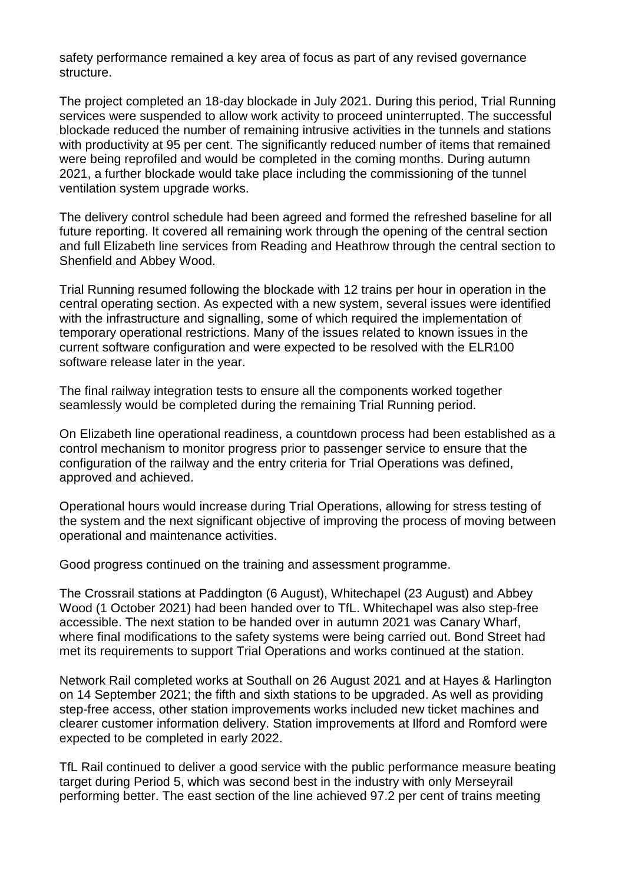safety performance remained a key area of focus as part of any revised governance structure.

The project completed an 18-day blockade in July 2021. During this period, Trial Running services were suspended to allow work activity to proceed uninterrupted. The successful blockade reduced the number of remaining intrusive activities in the tunnels and stations with productivity at 95 per cent. The significantly reduced number of items that remained were being reprofiled and would be completed in the coming months. During autumn 2021, a further blockade would take place including the commissioning of the tunnel ventilation system upgrade works.

The delivery control schedule had been agreed and formed the refreshed baseline for all future reporting. It covered all remaining work through the opening of the central section and full Elizabeth line services from Reading and Heathrow through the central section to Shenfield and Abbey Wood.

Trial Running resumed following the blockade with 12 trains per hour in operation in the central operating section. As expected with a new system, several issues were identified with the infrastructure and signalling, some of which required the implementation of temporary operational restrictions. Many of the issues related to known issues in the current software configuration and were expected to be resolved with the ELR100 software release later in the year.

The final railway integration tests to ensure all the components worked together seamlessly would be completed during the remaining Trial Running period.

On Elizabeth line operational readiness, a countdown process had been established as a control mechanism to monitor progress prior to passenger service to ensure that the configuration of the railway and the entry criteria for Trial Operations was defined, approved and achieved.

Operational hours would increase during Trial Operations, allowing for stress testing of the system and the next significant objective of improving the process of moving between operational and maintenance activities.

Good progress continued on the training and assessment programme.

The Crossrail stations at Paddington (6 August), Whitechapel (23 August) and Abbey Wood (1 October 2021) had been handed over to TfL. Whitechapel was also step-free accessible. The next station to be handed over in autumn 2021 was Canary Wharf, where final modifications to the safety systems were being carried out. Bond Street had met its requirements to support Trial Operations and works continued at the station.

Network Rail completed works at Southall on 26 August 2021 and at Hayes & Harlington on 14 September 2021; the fifth and sixth stations to be upgraded. As well as providing step-free access, other station improvements works included new ticket machines and clearer customer information delivery. Station improvements at Ilford and Romford were expected to be completed in early 2022.

TfL Rail continued to deliver a good service with the public performance measure beating target during Period 5, which was second best in the industry with only Merseyrail performing better. The east section of the line achieved 97.2 per cent of trains meeting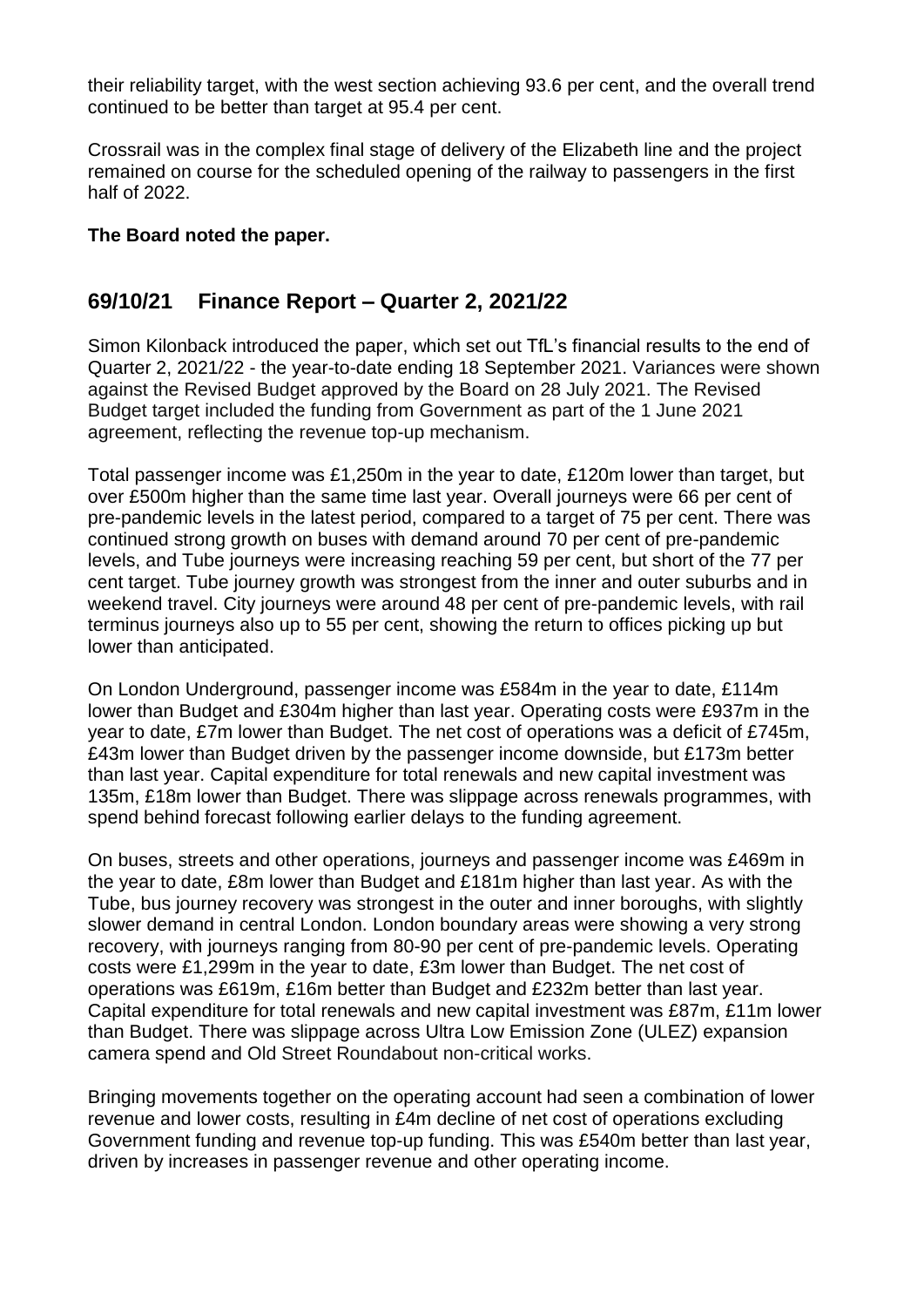their reliability target, with the west section achieving 93.6 per cent, and the overall trend continued to be better than target at 95.4 per cent.

Crossrail was in the complex final stage of delivery of the Elizabeth line and the project remained on course for the scheduled opening of the railway to passengers in the first half of 2022.

**The Board noted the paper.**

## 69/10/21 Finance Report – Quarter 2, 2021/22

Simon Kilonback introduced the paper, which set out TfL's financial results to the end of Quarter 2, 2021/22 - the year-to-date ending 18 September 2021. Variances were shown against the Revised Budget approved by the Board on 28 July 2021. The Revised Budget target included the funding from Government as part of the 1 June 2021 agreement, reflecting the revenue top-up mechanism.

Total passenger income was £1,250m in the year to date, £120m lower than target, but over £500m higher than the same time last year. Overall journeys were 66 per cent of pre-pandemic levels in the latest period, compared to a target of 75 per cent. There was continued strong growth on buses with demand around 70 per cent of pre-pandemic levels, and Tube journeys were increasing reaching 59 per cent, but short of the 77 per cent target. Tube journey growth was strongest from the inner and outer suburbs and in weekend travel. City journeys were around 48 per cent of pre-pandemic levels, with rail terminus journeys also up to 55 per cent, showing the return to offices picking up but lower than anticipated.

On London Underground, passenger income was £584m in the year to date, £114m lower than Budget and £304m higher than last year. Operating costs were £937m in the year to date, £7m lower than Budget. The net cost of operations was a deficit of £745m, £43m lower than Budget driven by the passenger income downside, but £173m better than last year. Capital expenditure for total renewals and new capital investment was 135m, £18m lower than Budget. There was slippage across renewals programmes, with spend behind forecast following earlier delays to the funding agreement.

On buses, streets and other operations, journeys and passenger income was £469m in the year to date, £8m lower than Budget and £181m higher than last year. As with the Tube, bus journey recovery was strongest in the outer and inner boroughs, with slightly slower demand in central London. London boundary areas were showing a very strong recovery, with journeys ranging from 80-90 per cent of pre-pandemic levels. Operating costs were £1,299m in the year to date, £3m lower than Budget. The net cost of operations was £619m, £16m better than Budget and £232m better than last year. Capital expenditure for total renewals and new capital investment was £87m, £11m lower than Budget. There was slippage across Ultra Low Emission Zone (ULEZ) expansion camera spend and Old Street Roundabout non-critical works.

Bringing movements together on the operating account had seen a combination of lower revenue and lower costs, resulting in £4m decline of net cost of operations excluding Government funding and revenue top-up funding. This was £540m better than last year, driven by increases in passenger revenue and other operating income.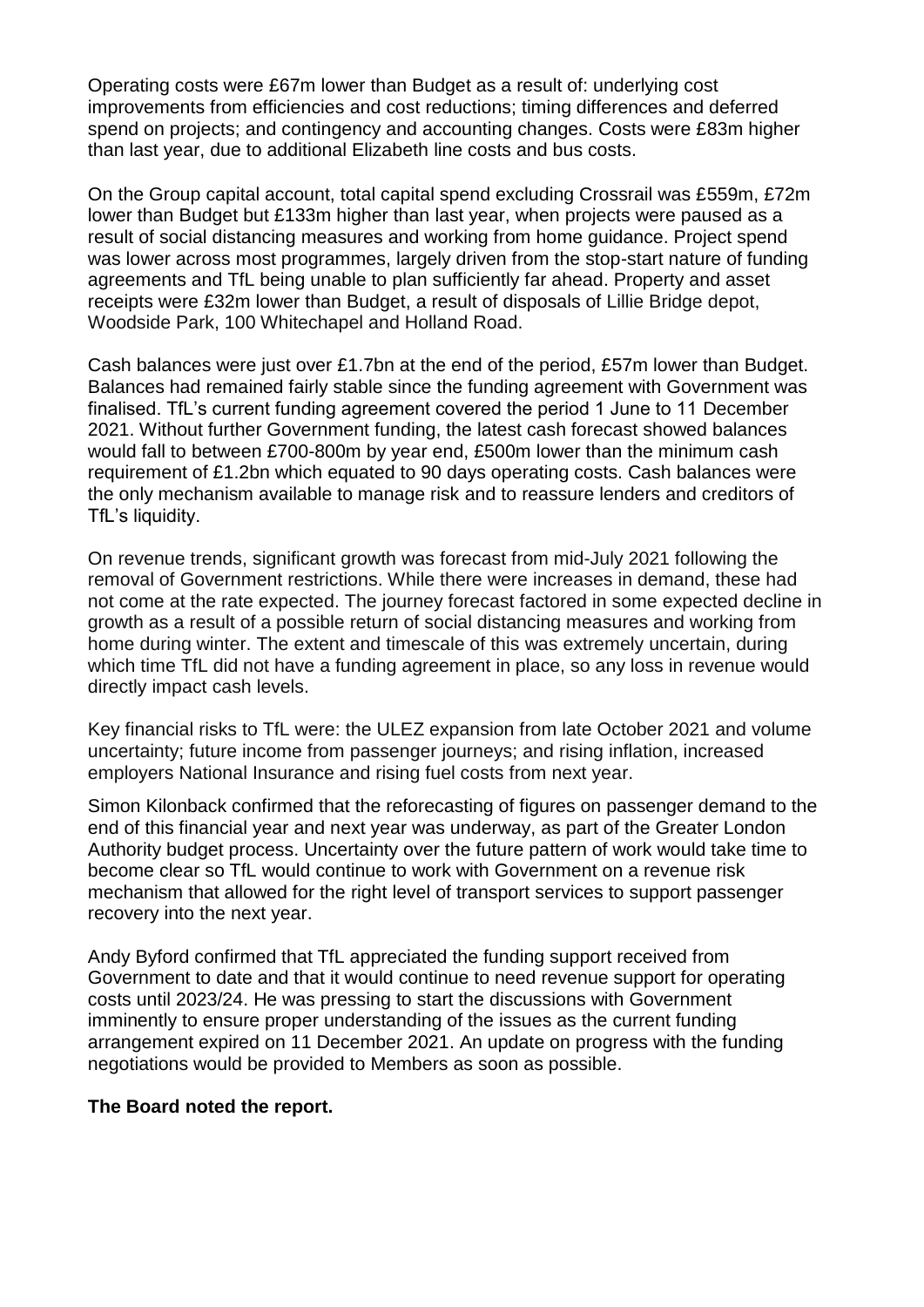Operating costs were £67m lower than Budget as a result of: underlying cost improvements from efficiencies and cost reductions; timing differences and deferred spend on projects; and contingency and accounting changes. Costs were £83m higher than last year, due to additional Elizabeth line costs and bus costs.

On the Group capital account, total capital spend excluding Crossrail was £559m, £72m lower than Budget but £133m higher than last year, when projects were paused as a result of social distancing measures and working from home guidance. Project spend was lower across most programmes, largely driven from the stop-start nature of funding agreements and TfL being unable to plan sufficiently far ahead. Property and asset receipts were £32m lower than Budget, a result of disposals of Lillie Bridge depot, Woodside Park, 100 Whitechapel and Holland Road.

Cash balances were just over £1.7bn at the end of the period, £57m lower than Budget. Balances had remained fairly stable since the funding agreement with Government was finalised. TfL's current funding agreement covered the period 1 June to 11 December 2021. Without further Government funding, the latest cash forecast showed balances would fall to between £700-800m by year end, £500m lower than the minimum cash requirement of £1.2bn which equated to 90 days operating costs. Cash balances were the only mechanism available to manage risk and to reassure lenders and creditors of TfL's liquidity.

On revenue trends, significant growth was forecast from mid-July 2021 following the removal of Government restrictions. While there were increases in demand, these had not come at the rate expected. The journey forecast factored in some expected decline in growth as a result of a possible return of social distancing measures and working from home during winter. The extent and timescale of this was extremely uncertain, during which time TfL did not have a funding agreement in place, so any loss in revenue would directly impact cash levels.

Key financial risks to TfL were: the ULEZ expansion from late October 2021 and volume uncertainty; future income from passenger journeys; and rising inflation, increased employers National Insurance and rising fuel costs from next year.

Simon Kilonback confirmed that the reforecasting of figures on passenger demand to the end of this financial year and next year was underway, as part of the Greater London Authority budget process. Uncertainty over the future pattern of work would take time to become clear so TfL would continue to work with Government on a revenue risk mechanism that allowed for the right level of transport services to support passenger recovery into the next year.

Andy Byford confirmed that TfL appreciated the funding support received from Government to date and that it would continue to need revenue support for operating costs until 2023/24. He was pressing to start the discussions with Government imminently to ensure proper understanding of the issues as the current funding arrangement expired on 11 December 2021. An update on progress with the funding negotiations would be provided to Members as soon as possible.

**The Board noted the report.**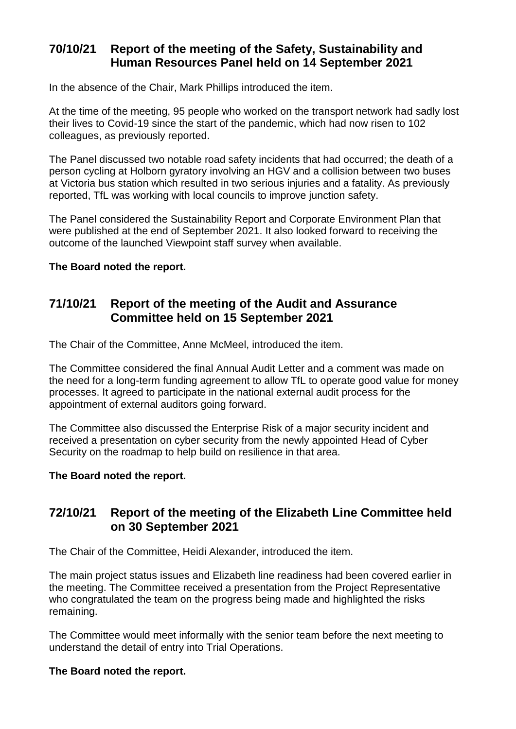## 70/10/21 Report of the meeting of the Safety, Sustainability and Human Resources Panel held on 14 September 2021

In the absence of the Chair, Mark Phillips introduced the item.

At the time of the meeting, 95 people who worked on the transport network had sadly lost their lives to Covid-19 since the start of the pandemic, which had now risen to 102 colleagues, as previously reported.

The Panel discussed two notable road safety incidents that had occurred; the death of a person cycling at Holborn gyratory involving an HGV and a collision between two buses at Victoria bus station which resulted in two serious injuries and a fatality. As previously reported, TfL was working with local councils to improve junction safety.

The Panel considered the Sustainability Report and Corporate Environment Plan that were published at the end of September 2021. It also looked forward to receiving the outcome of the launched Viewpoint staff survey when available.

**The Board noted the report.**

## 71/10/21 Report of the meeting of the Audit and Assurance Committee held on 15 September 2021

The Chair of the Committee, Anne McMeel, introduced the item.

The Committee considered the final Annual Audit Letter and a comment was made on the need for a long-term funding agreement to allow TfL to operate good value for money processes. It agreed to participate in the national external audit process for the appointment of external auditors going forward.

The Committee also discussed the Enterprise Risk of a major security incident and received a presentation on cyber security from the newly appointed Head of Cyber Security on the roadmap to help build on resilience in that area.

**The Board noted the report.**

## 72/10/21 Report of the meeting of the Elizabeth Line Committee held on 30 September 2021

The Chair of the Committee, Heidi Alexander, introduced the item.

The main project status issues and Elizabeth line readiness had been covered earlier in the meeting. The Committee received a presentation from the Project Representative who congratulated the team on the progress being made and highlighted the risks remaining.

The Committee would meet informally with the senior team before the next meeting to understand the detail of entry into Trial Operations.

**The Board noted the report.**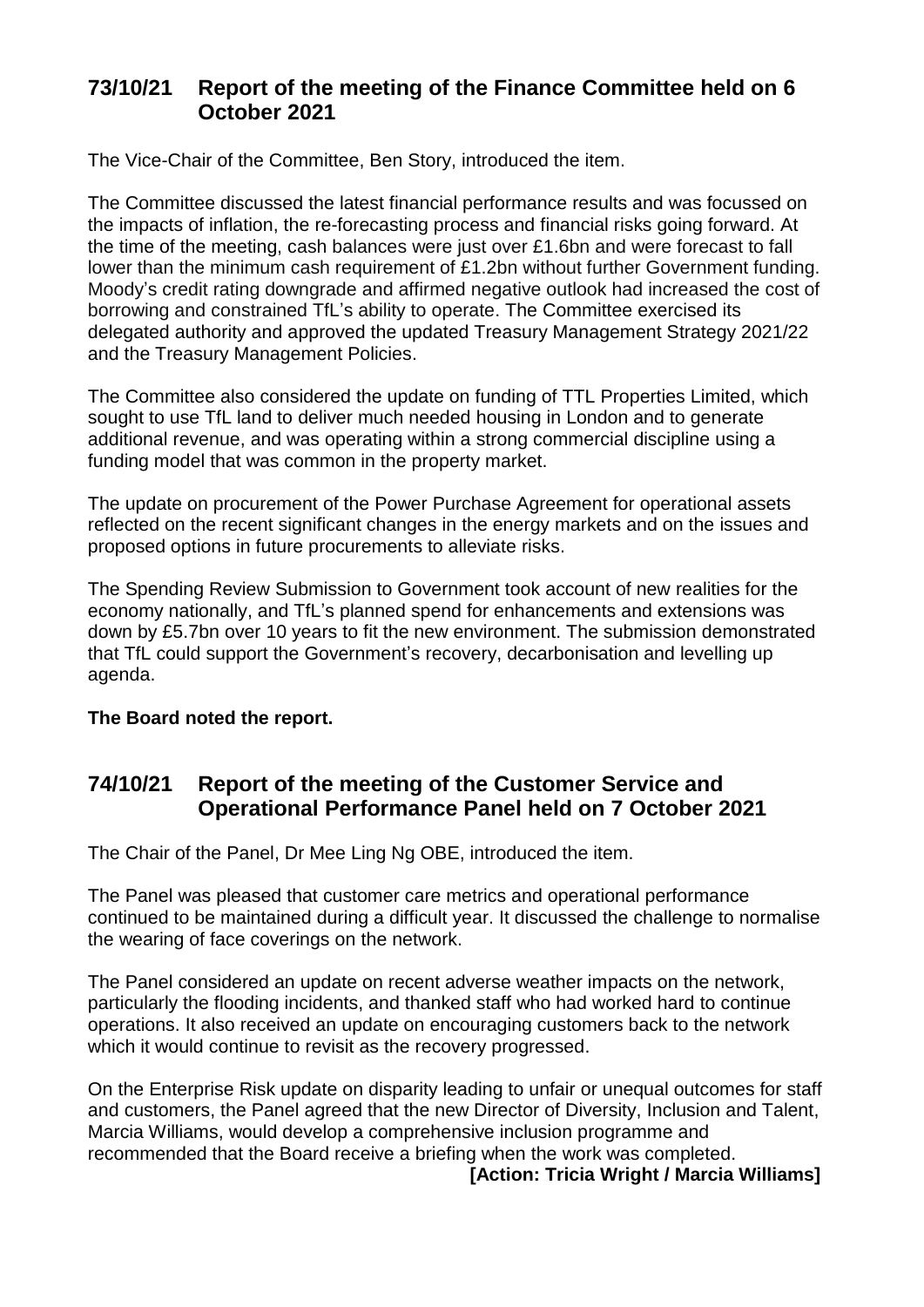## 73/10/21 Report of the meeting of the Finance Committee held on 6 October 2021

The Vice-Chair of the Committee, Ben Story, introduced the item.

The Committee discussed the latest financial performance results and was focussed on the impacts of inflation, the re-forecasting process and financial risks going forward. At the time of the meeting, cash balances were just over £1.6bn and were forecast to fall lower than the minimum cash requirement of £1.2bn without further Government funding. Moody's credit rating downgrade and affirmed negative outlook had increased the cost of borrowing and constrained TfL's ability to operate. The Committee exercised its delegated authority and approved the updated Treasury Management Strategy 2021/22 and the Treasury Management Policies.

The Committee also considered the update on funding of TTL Properties Limited, which sought to use TfL land to deliver much needed housing in London and to generate additional revenue, and was operating within a strong commercial discipline using a funding model that was common in the property market.

The update on procurement of the Power Purchase Agreement for operational assets reflected on the recent significant changes in the energy markets and on the issues and proposed options in future procurements to alleviate risks.

The Spending Review Submission to Government took account of new realities for the economy nationally, and TfL's planned spend for enhancements and extensions was down by £5.7bn over 10 years to fit the new environment. The submission demonstrated that TfL could support the Government's recovery, decarbonisation and levelling up agenda.

**The Board noted the report.**

## 74/10/21 Report of the meeting of the Customer Service and Operational Performance Panel held on 7 October 2021

The Chair of the Panel, Dr Mee Ling Ng OBE, introduced the item.

The Panel was pleased that customer care metrics and operational performance continued to be maintained during a difficult year. It discussed the challenge to normalise the wearing of face coverings on the network.

The Panel considered an update on recent adverse weather impacts on the network, particularly the flooding incidents, and thanked staff who had worked hard to continue operations. It also received an update on encouraging customers back to the network which it would continue to revisit as the recovery progressed.

On the Enterprise Risk update on disparity leading to unfair or unequal outcomes for staff and customers, the Panel agreed that the new Director of Diversity, Inclusion and Talent, Marcia Williams, would develop a comprehensive inclusion programme and recommended that the Board receive a briefing when the work was completed.

**[Action: Tricia Wright / Marcia Williams]**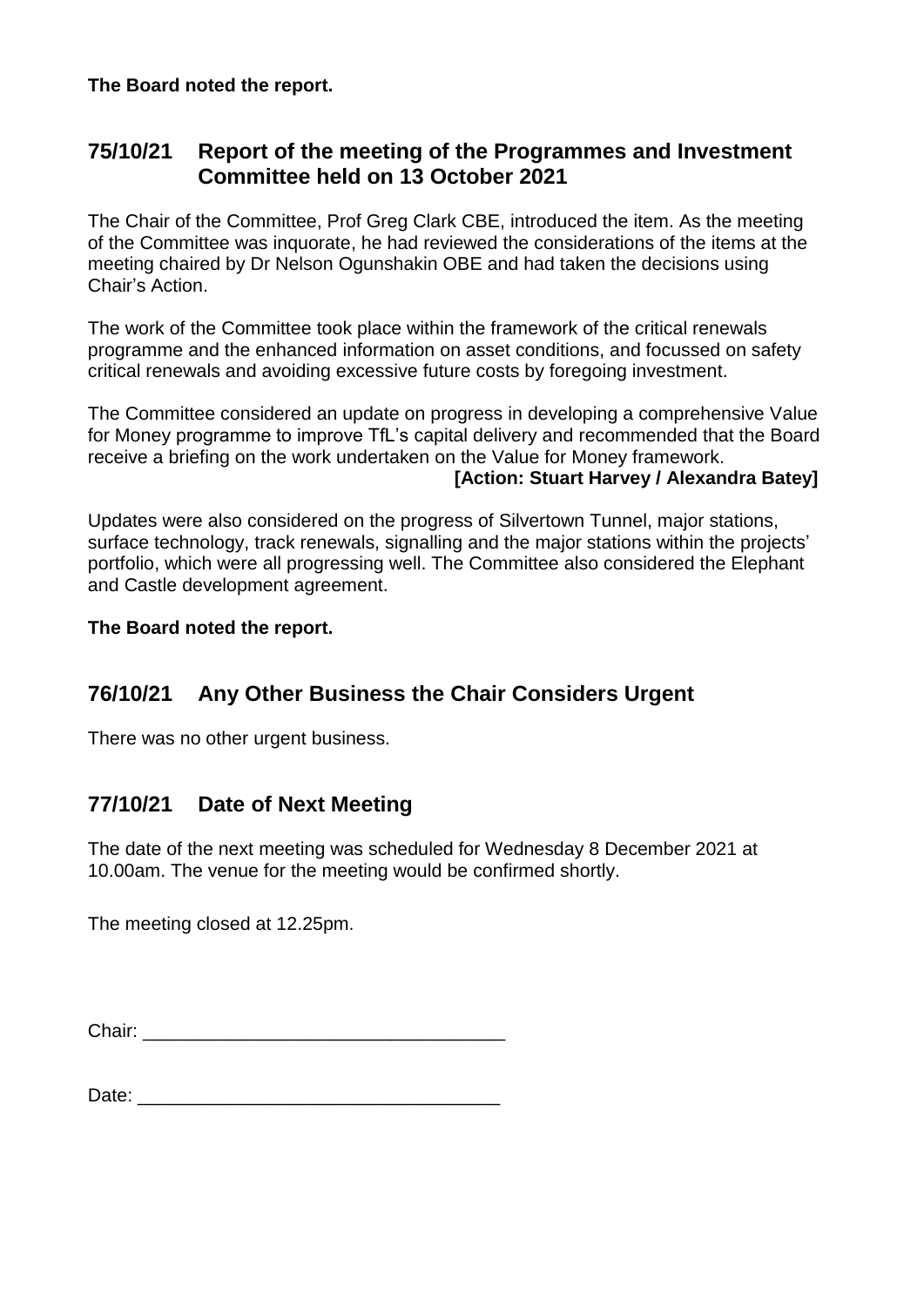**The Board noted the report.**

## 75/10/21 Report of the meeting of the Programmes and Investment Committee held on 13 October 2021

The Chair of the Committee, Prof Greg Clark CBE, introduced the item. As the meeting of the Committee was inquorate, he had reviewed the considerations of the items at the meeting chaired by Dr Nelson Ogunshakin OBE and had taken the decisions using Chair's Action.

The work of the Committee took place within the framework of the critical renewals programme and the enhanced information on asset conditions, and focussed on safety critical renewals and avoiding excessive future costs by foregoing investment.

The Committee considered an update on progress in developing a comprehensive Value for Money programme to improve TfL's capital delivery and recommended that the Board receive a briefing on the work undertaken on the Value for Money framework.

**[Action: Stuart Harvey / Alexandra Batey]**

Updates were also considered on the progress of Silvertown Tunnel, major stations, surface technology, track renewals, signalling and the major stations within the projects' portfolio, which were all progressing well. The Committee also considered the Elephant and Castle development agreement.

**The Board noted the report.**

## 76/10/21 Any Other Business the Chair Considers Urgent

There was no other urgent business.

## 77/10/21 Date of Next Meeting

The date of the next meeting was scheduled for Wednesday 8 December 2021 at 10.00am. The venue for the meeting would be confirmed shortly.

The meeting closed at 12.25pm.

Chair: ___________________________________

Date: ___________________________________